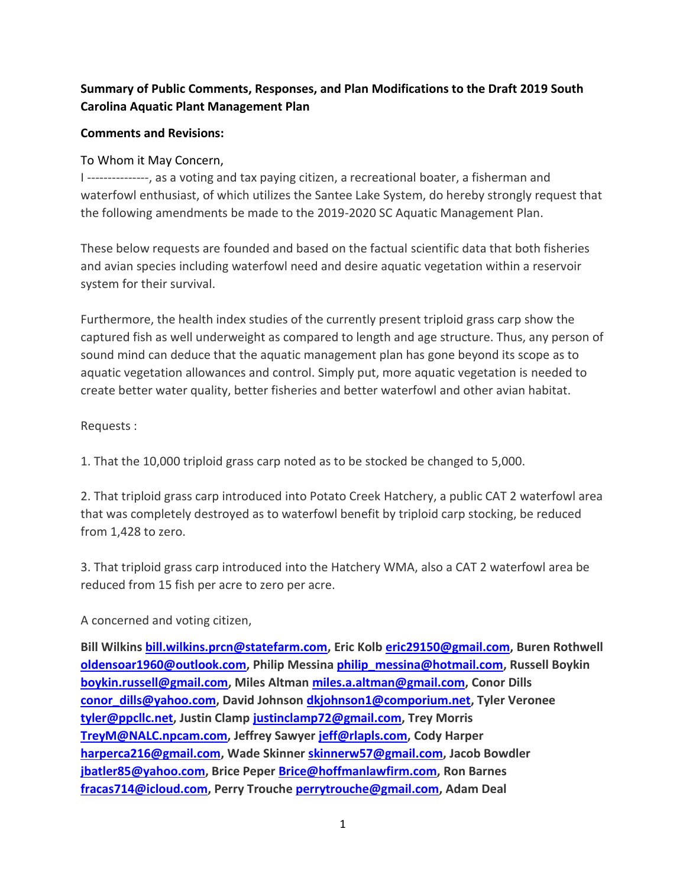**Summary of Public Comments, Responses, and Plan Modifications to the Draft 2019 South Carolina Aquatic Plant Management Plan**

**Comments and Revisions:**

To Whom it May Concern,

I --------------, as a voting and tax paying citizen, a recreational boater, a fisherman and waterfowl enthusiast, of which utilizes the Santee Lake System, do hereby strongly request that the following amendments be made to the 2019-2020 SC Aquatic Management Plan.

These below requests are founded and based on the factual scientific data that both fisheries and avian species including waterfowl need and desire aquatic vegetation within a reservoir system for their survival.

Furthermore, the health index studies of the currently present triploid grass carp show the captured fish as well underweight as compared to length and age structure. Thus, any person of sound mind can deduce that the aquatic management plan has gone beyond its scope as to aquatic vegetation allowances and control. Simply put, more aquatic vegetation is needed to create better water quality, better fisheries and better waterfowl and other avian habitat.

Requests :

1. That the 10,000 triploid grass carp noted as to be stocked be changed to 5,000.

2. That triploid grass carp introduced into Potato Creek Hatchery, a public CAT 2 waterfowl area that was completely destroyed as to waterfowl benefit by triploid carp stocking, be reduced from 1,428 to zero.

3. That triploid grass carp introduced into the Hatchery WMA, also a CAT 2 waterfowl area be reduced from 15 fish per acre to zero per acre.

A concerned and voting citizen,

**Bill Wilkins bill.wilkins.prcn@statefarm.com, Eric Kolb eric29150@gmail.com, Buren Rothwell oldensoar1960@outlook.com, Philip Messina philip_messina@hotmail.com, Russell Boykin boykin.russell@gmail.com, Miles Altman miles.a.altman@gmail.com, Conor Dills conor_dills@yahoo.com, David Johnson dkjohnson1@comporium.net, Tyler Veronee tyler@ppcllc.net, Justin Clamp justinclamp72@gmail.com, Trey Morris TreyM@NALC.npcam.com, Jeffrey Sawyer jeff@rlapls.com, Cody Harper harperca216@gmail.com, Wade Skinner skinnerw57@gmail.com, Jacob Bowdler jbatler85@yahoo.com, Brice Peper Brice@hoffmanlawfirm.com, Ron Barnes fracas714@icloud.com, Perry Trouche perrytrouche@gmail.com, Adam Deal**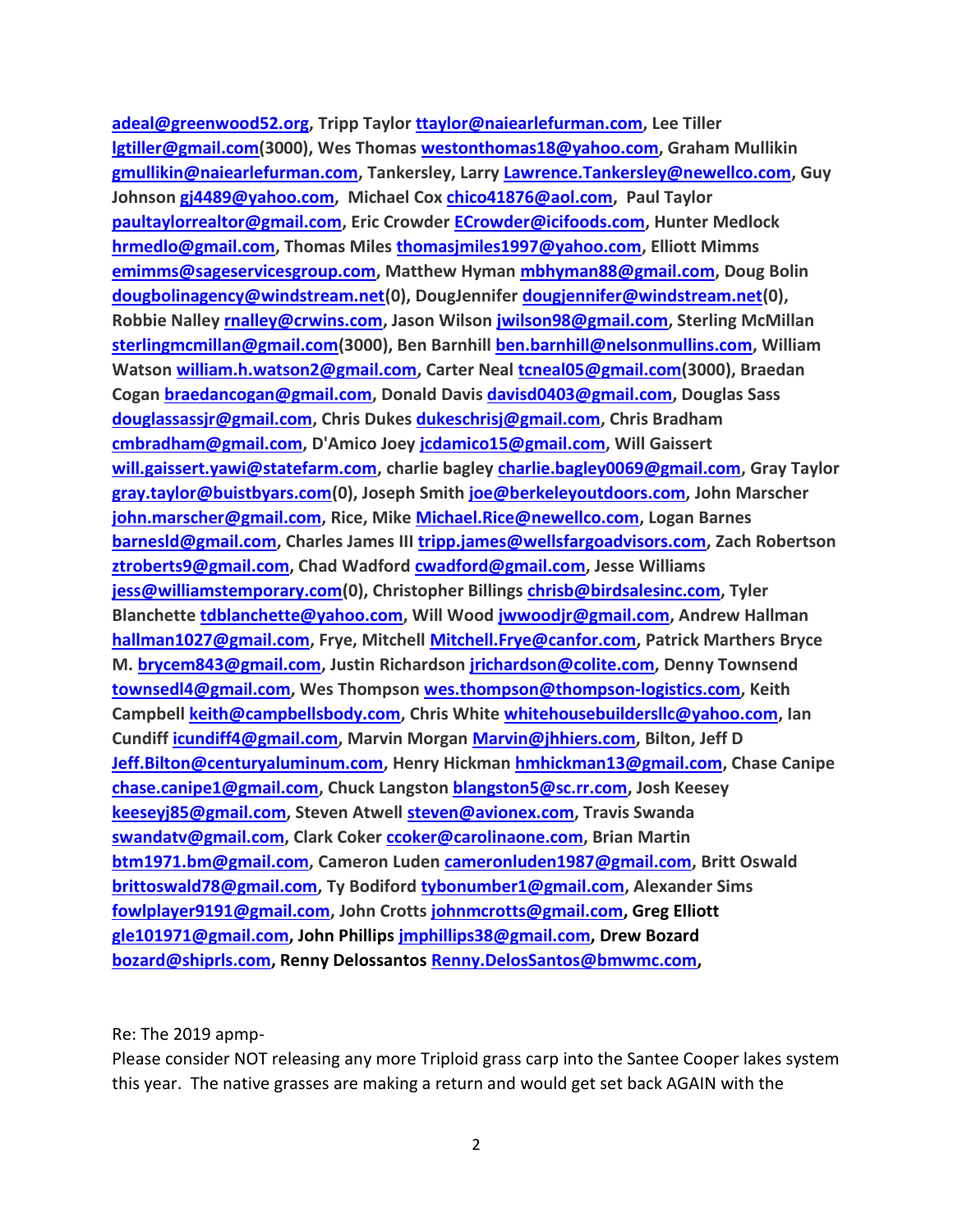**adeal@greenwood52.org, Tripp Taylor ttaylor@naiearlefurman.com, Lee Tiller lgtiller@gmail.com(3000), Wes Thomas westonthomas18@yahoo.com, Graham Mullikin gmullikin@naiearlefurman.com, Tankersley, Larry Lawrence.Tankersley@newellco.com, Guy Johnson gj4489@yahoo.com, Michael Cox chico41876@aol.com, Paul Taylor paultaylorrealtor@gmail.com, Eric Crowder ECrowder@icifoods.com, Hunter Medlock hrmedlo@gmail.com, Thomas Miles thomasjmiles1997@yahoo.com, Elliott Mimms emimms@sageservicesgroup.com, Matthew Hyman mbhyman88@gmail.com, Doug Bolin dougbolinagency@windstream.net(0), DougJennifer dougjennifer@windstream.net(0), Robbie Nalley rnalley@crwins.com, Jason Wilson jwilson98@gmail.com, Sterling McMillan sterlingmcmillan@gmail.com(3000), Ben Barnhill ben.barnhill@nelsonmullins.com, William Watson william.h.watson2@gmail.com, Carter Neal tcneal05@gmail.com(3000), Braedan Cogan braedancogan@gmail.com, Donald Davis davisd0403@gmail.com, Douglas Sass douglassassjr@gmail.com, Chris Dukes dukeschrisj@gmail.com, Chris Bradham cmbradham@gmail.com, D'Amico Joey jcdamico15@gmail.com, Will Gaissert will.gaissert.yawi@statefarm.com, charlie bagley charlie.bagley0069@gmail.com, Gray Taylor gray.taylor@buistbyars.com(0), Joseph Smith joe@berkeleyoutdoors.com, John Marscher john.marscher@gmail.com, Rice, Mike Michael.Rice@newellco.com, Logan Barnes barnesld@gmail.com, Charles James III tripp.james@wellsfargoadvisors.com, Zach Robertson ztroberts9@gmail.com, Chad Wadford cwadford@gmail.com, Jesse Williams jess@williamstemporary.com(0), Christopher Billings chrisb@birdsalesinc.com, Tyler Blanchette tdblanchette@yahoo.com, Will Wood jwwoodjr@gmail.com, Andrew Hallman hallman1027@gmail.com, Frye, Mitchell Mitchell.Frye@canfor.com, Patrick Marthers Bryce M. brycem843@gmail.com, Justin Richardson jrichardson@colite.com, Denny Townsend townsedl4@gmail.com, Wes Thompson wes.thompson@thompson-logistics.com, Keith Campbell keith@campbellsbody.com, Chris White whitehousebuildersllc@yahoo.com, Ian Cundiff icundiff4@gmail.com, Marvin Morgan Marvin@jhhiers.com, Bilton, Jeff D Jeff.Bilton@centuryaluminum.com, Henry Hickman hmhickman13@gmail.com, Chase Canipe chase.canipe1@gmail.com, Chuck Langston blangston5@sc.rr.com, Josh Keesey keeseyj85@gmail.com, Steven Atwell steven@avionex.com, Travis Swanda swandatv@gmail.com, Clark Coker ccoker@carolinaone.com, Brian Martin btm1971.bm@gmail.com, Cameron Luden cameronluden1987@gmail.com, Britt Oswald brittoswald78@gmail.com, Ty Bodiford tybonumber1@gmail.com, Alexander Sims fowlplayer9191@gmail.com, John Crotts johnmcrotts@gmail.com, Greg Elliott gle101971@gmail.com, John Phillips jmphillips38@gmail.com, Drew Bozard bozard@shiprls.com, Renny Delossantos Renny.DelosSantos@bmwmc.com,**

Re: The 2019 apmp-

Please consider NOT releasing any more Triploid grass carp into the Santee Cooper lakes system this year. The native grasses are making a return and would get set back AGAIN with the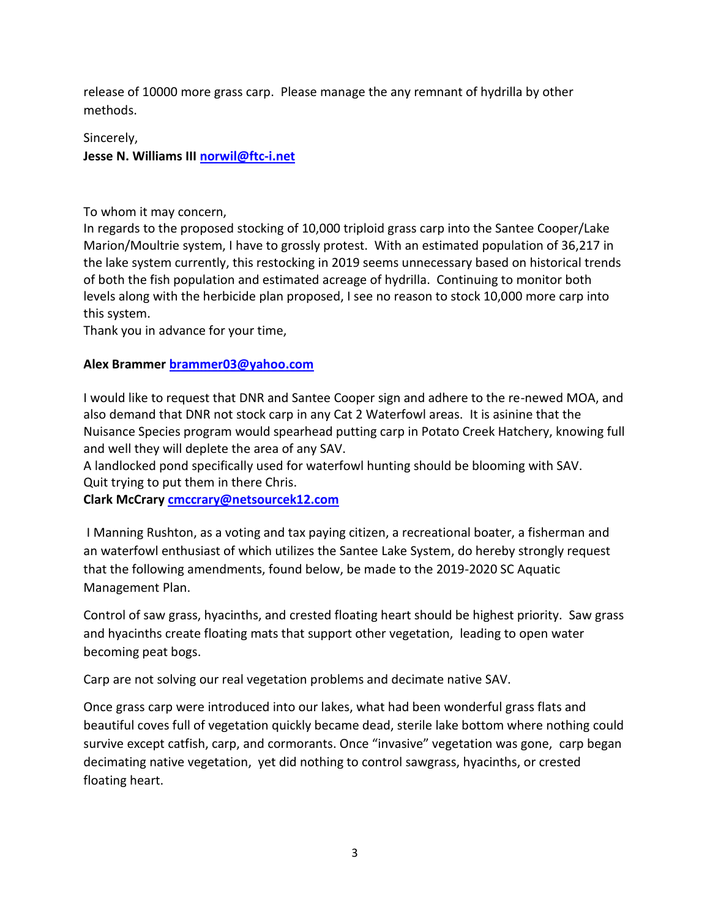release of 10000 more grass carp.  Please manage the any remnant of hydrilla by other methods.

Sincerely,
**Jesse N. Williams III norwil@ftc-i.net**

To whom it may concern,
In regards to the proposed stocking of 10,000 triploid grass carp into the Santee Cooper/Lake Marion/Moultrie system, I have to grossly protest.  With an estimated population of 36,217 in the lake system currently, this restocking in 2019 seems unnecessary based on historical trends of both the fish population and estimated acreage of hydrilla.  Continuing to monitor both levels along with the herbicide plan proposed, I see no reason to stock 10,000 more carp into this system.
Thank you in advance for your time,

**Alex Brammer brammer03@yahoo.com**

I would like to request that DNR and Santee Cooper sign and adhere to the re-newed MOA, and also demand that DNR not stock carp in any Cat 2 Waterfowl areas.  It is asinine that the Nuisance Species program would spearhead putting carp in Potato Creek Hatchery, knowing full and well they will deplete the area of any SAV.
A landlocked pond specifically used for waterfowl hunting should be blooming with SAV.
Quit trying to put them in there Chris.
**Clark McCrary cmccrary@netsourcek12.com**

I Manning Rushton, as a voting and tax paying citizen, a recreational boater, a fisherman and an waterfowl enthusiast of which utilizes the Santee Lake System, do hereby strongly request that the following amendments, found below, be made to the 2019-2020 SC Aquatic Management Plan.

Control of saw grass, hyacinths, and crested floating heart should be highest priority.  Saw grass and hyacinths create floating mats that support other vegetation,  leading to open water becoming peat bogs.

Carp are not solving our real vegetation problems and decimate native SAV.

Once grass carp were introduced into our lakes, what had been wonderful grass flats and beautiful coves full of vegetation quickly became dead, sterile lake bottom where nothing could survive except catfish, carp, and cormorants. Once "invasive" vegetation was gone,  carp began decimating native vegetation,  yet did nothing to control sawgrass, hyacinths, or crested floating heart.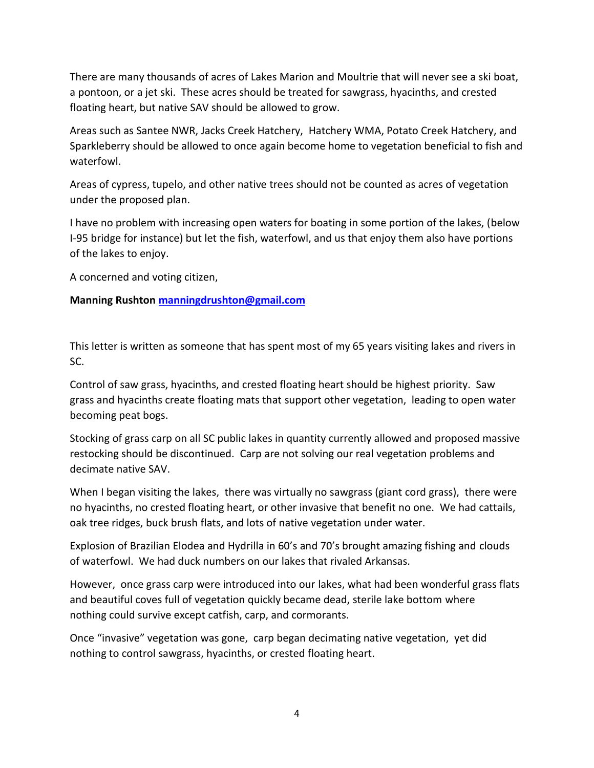There are many thousands of acres of Lakes Marion and Moultrie that will never see a ski boat, a pontoon, or a jet ski. These acres should be treated for sawgrass, hyacinths, and crested floating heart, but native SAV should be allowed to grow.

Areas such as Santee NWR, Jacks Creek Hatchery, Hatchery WMA, Potato Creek Hatchery, and Sparkleberry should be allowed to once again become home to vegetation beneficial to fish and waterfowl.

Areas of cypress, tupelo, and other native trees should not be counted as acres of vegetation under the proposed plan.

I have no problem with increasing open waters for boating in some portion of the lakes, (below I-95 bridge for instance) but let the fish, waterfowl, and us that enjoy them also have portions of the lakes to enjoy.

A concerned and voting citizen,

**Manning Rushton [manningdrushton@gmail.com](mailto:manningdrushton@gmail.com)**

This letter is written as someone that has spent most of my 65 years visiting lakes and rivers in SC.

Control of saw grass, hyacinths, and crested floating heart should be highest priority. Saw grass and hyacinths create floating mats that support other vegetation, leading to open water becoming peat bogs.

Stocking of grass carp on all SC public lakes in quantity currently allowed and proposed massive restocking should be discontinued. Carp are not solving our real vegetation problems and decimate native SAV.

When I began visiting the lakes, there was virtually no sawgrass (giant cord grass), there were no hyacinths, no crested floating heart, or other invasive that benefit no one. We had cattails, oak tree ridges, buck brush flats, and lots of native vegetation under water.

Explosion of Brazilian Elodea and Hydrilla in 60's and 70's brought amazing fishing and clouds of waterfowl. We had duck numbers on our lakes that rivaled Arkansas.

However, once grass carp were introduced into our lakes, what had been wonderful grass flats and beautiful coves full of vegetation quickly became dead, sterile lake bottom where nothing could survive except catfish, carp, and cormorants.

Once "invasive" vegetation was gone, carp began decimating native vegetation, yet did nothing to control sawgrass, hyacinths, or crested floating heart.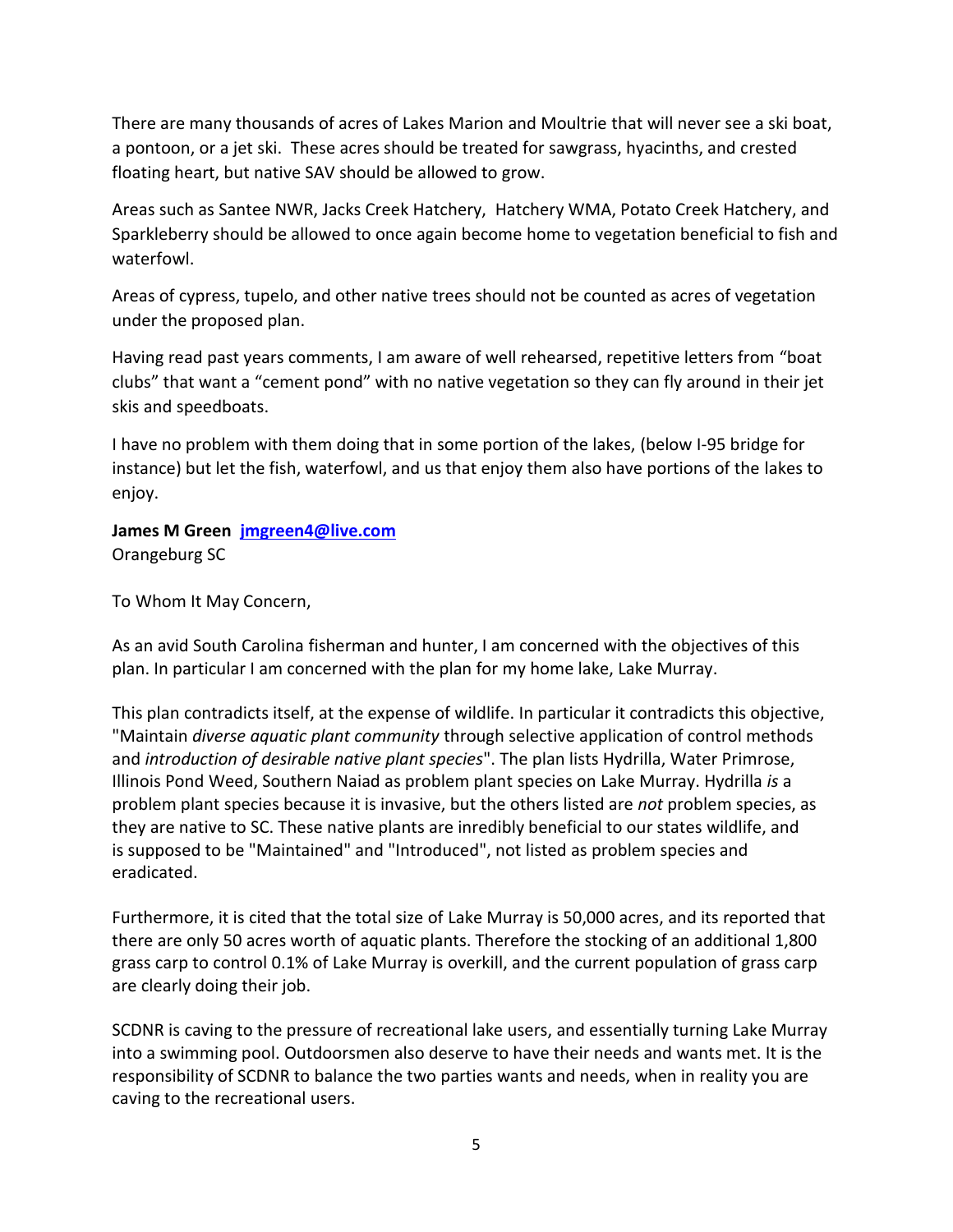There are many thousands of acres of Lakes Marion and Moultrie that will never see a ski boat, a pontoon, or a jet ski. These acres should be treated for sawgrass, hyacinths, and crested floating heart, but native SAV should be allowed to grow.

Areas such as Santee NWR, Jacks Creek Hatchery, Hatchery WMA, Potato Creek Hatchery, and Sparkleberry should be allowed to once again become home to vegetation beneficial to fish and waterfowl.

Areas of cypress, tupelo, and other native trees should not be counted as acres of vegetation under the proposed plan.

Having read past years comments, I am aware of well rehearsed, repetitive letters from "boat clubs" that want a "cement pond" with no native vegetation so they can fly around in their jet skis and speedboats.

I have no problem with them doing that in some portion of the lakes, (below I-95 bridge for instance) but let the fish, waterfowl, and us that enjoy them also have portions of the lakes to enjoy.

**James M Green** jmgreen4@live.com
Orangeburg SC

To Whom It May Concern,

As an avid South Carolina fisherman and hunter, I am concerned with the objectives of this plan. In particular I am concerned with the plan for my home lake, Lake Murray.

This plan contradicts itself, at the expense of wildlife. In particular it contradicts this objective, "Maintain *diverse aquatic plant community* through selective application of control methods and *introduction of desirable native plant species*". The plan lists Hydrilla, Water Primrose, Illinois Pond Weed, Southern Naiad as problem plant species on Lake Murray. Hydrilla *is* a problem plant species because it is invasive, but the others listed are *not* problem species, as they are native to SC. These native plants are inredibly beneficial to our states wildlife, and is supposed to be "Maintained" and "Introduced", not listed as problem species and eradicated.

Furthermore, it is cited that the total size of Lake Murray is 50,000 acres, and its reported that there are only 50 acres worth of aquatic plants. Therefore the stocking of an additional 1,800 grass carp to control 0.1% of Lake Murray is overkill, and the current population of grass carp are clearly doing their job.

SCDNR is caving to the pressure of recreational lake users, and essentially turning Lake Murray into a swimming pool. Outdoorsmen also deserve to have their needs and wants met. It is the responsibility of SCDNR to balance the two parties wants and needs, when in reality you are caving to the recreational users.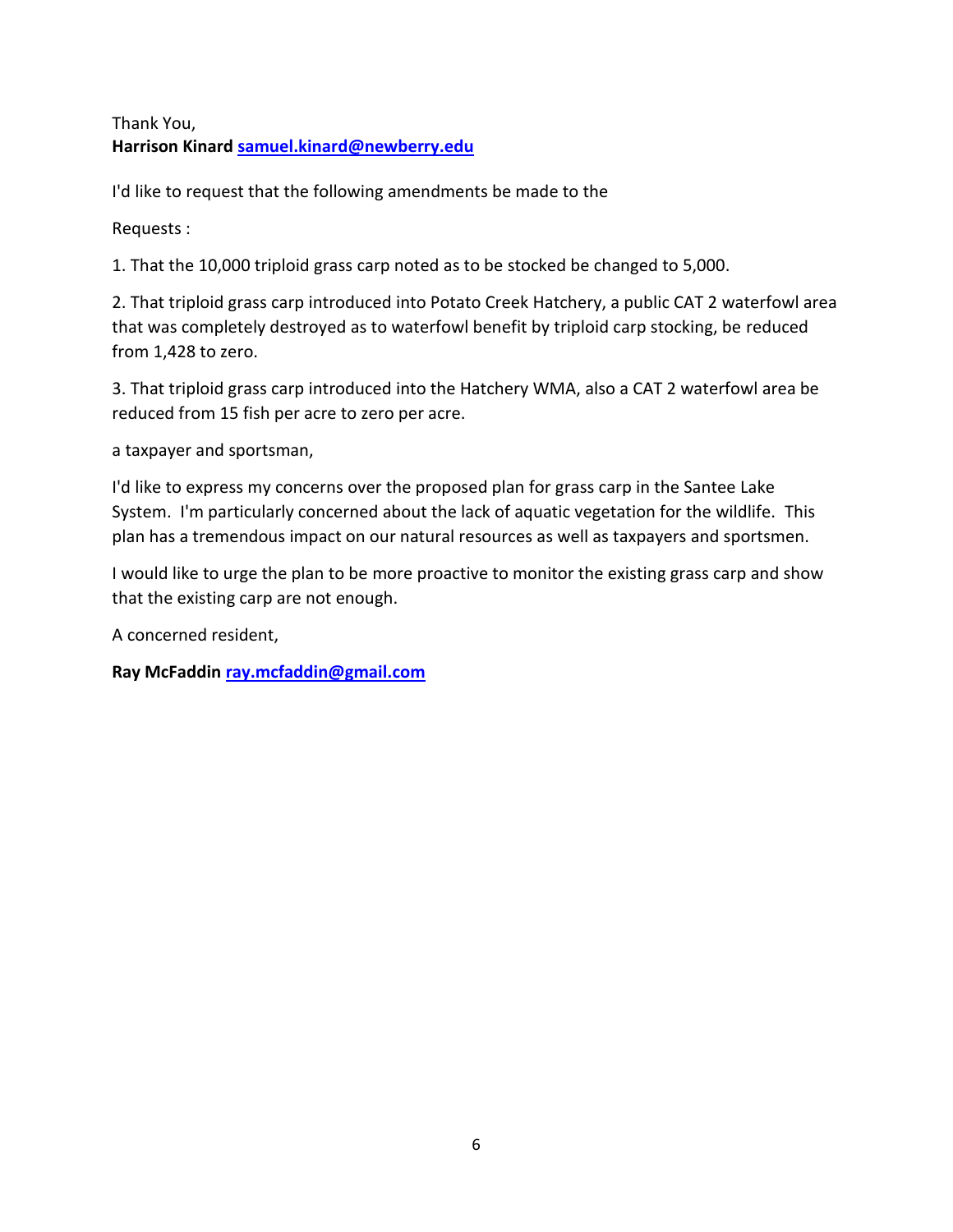Thank You,
**Harrison Kinard** samuel.kinard@newberry.edu

I'd like to request that the following amendments be made to the

Requests :

1. That the 10,000 triploid grass carp noted as to be stocked be changed to 5,000.

2. That triploid grass carp introduced into Potato Creek Hatchery, a public CAT 2 waterfowl area that was completely destroyed as to waterfowl benefit by triploid carp stocking, be reduced from 1,428 to zero.

3. That triploid grass carp introduced into the Hatchery WMA, also a CAT 2 waterfowl area be reduced from 15 fish per acre to zero per acre.

a taxpayer and sportsman,

I'd like to express my concerns over the proposed plan for grass carp in the Santee Lake System. I'm particularly concerned about the lack of aquatic vegetation for the wildlife. This plan has a tremendous impact on our natural resources as well as taxpayers and sportsmen.

I would like to urge the plan to be more proactive to monitor the existing grass carp and show that the existing carp are not enough.

A concerned resident,

**Ray McFaddin** ray.mcfaddin@gmail.com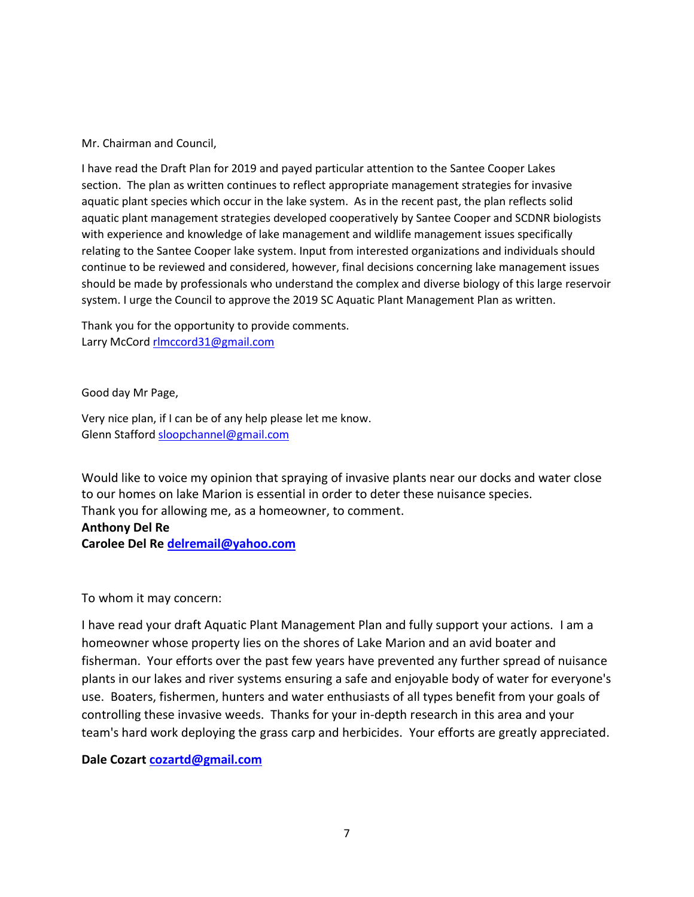Mr. Chairman and Council,

I have read the Draft Plan for 2019 and payed particular attention to the Santee Cooper Lakes section. The plan as written continues to reflect appropriate management strategies for invasive aquatic plant species which occur in the lake system. As in the recent past, the plan reflects solid aquatic plant management strategies developed cooperatively by Santee Cooper and SCDNR biologists with experience and knowledge of lake management and wildlife management issues specifically relating to the Santee Cooper lake system. Input from interested organizations and individuals should continue to be reviewed and considered, however, final decisions concerning lake management issues should be made by professionals who understand the complex and diverse biology of this large reservoir system. I urge the Council to approve the 2019 SC Aquatic Plant Management Plan as written.

Thank you for the opportunity to provide comments.
Larry McCord rlmccord31@gmail.com

Good day Mr Page,

Very nice plan, if I can be of any help please let me know.
Glenn Stafford sloopchannel@gmail.com

Would like to voice my opinion that spraying of invasive plants near our docks and water close to our homes on lake Marion is essential in order to deter these nuisance species.
Thank you for allowing me, as a homeowner, to comment.
**Anthony Del Re**
**Carolee Del Re delremail@yahoo.com**

To whom it may concern:

I have read your draft Aquatic Plant Management Plan and fully support your actions. I am a homeowner whose property lies on the shores of Lake Marion and an avid boater and fisherman. Your efforts over the past few years have prevented any further spread of nuisance plants in our lakes and river systems ensuring a safe and enjoyable body of water for everyone's use. Boaters, fishermen, hunters and water enthusiasts of all types benefit from your goals of controlling these invasive weeds. Thanks for your in-depth research in this area and your team's hard work deploying the grass carp and herbicides. Your efforts are greatly appreciated.

**Dale Cozart cozartd@gmail.com**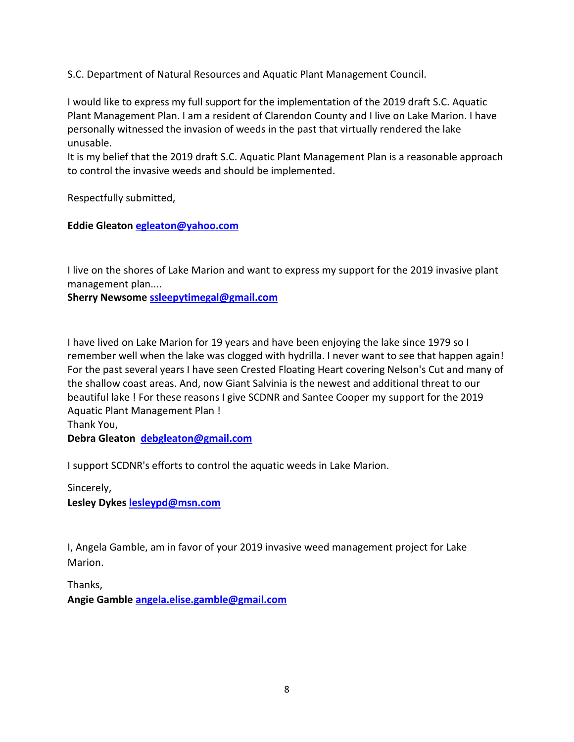S.C. Department of Natural Resources and Aquatic Plant Management Council.

I would like to express my full support for the implementation of the 2019 draft S.C. Aquatic Plant Management Plan. I am a resident of Clarendon County and I live on Lake Marion. I have personally witnessed the invasion of weeds in the past that virtually rendered the lake unusable.
It is my belief that the 2019 draft S.C. Aquatic Plant Management Plan is a reasonable approach to control the invasive weeds and should be implemented.

Respectfully submitted,

**Eddie Gleaton egleaton@yahoo.com**

I live on the shores of Lake Marion and want to express my support for the 2019 invasive plant management plan....
**Sherry Newsome ssleepytimegal@gmail.com**

I have lived on Lake Marion for 19 years and have been enjoying the lake since 1979 so I remember well when the lake was clogged with hydrilla. I never want to see that happen again! For the past several years I have seen Crested Floating Heart covering Nelson's Cut and many of the shallow coast areas. And, now Giant Salvinia is the newest and additional threat to our beautiful lake ! For these reasons I give SCDNR and Santee Cooper my support for the 2019 Aquatic Plant Management Plan !
Thank You,
**Debra Gleaton debgleaton@gmail.com**

I support SCDNR's efforts to control the aquatic weeds in Lake Marion.

Sincerely,
**Lesley Dykes lesleypd@msn.com**

I, Angela Gamble, am in favor of your 2019 invasive weed management project for Lake Marion.

Thanks,
**Angie Gamble angela.elise.gamble@gmail.com**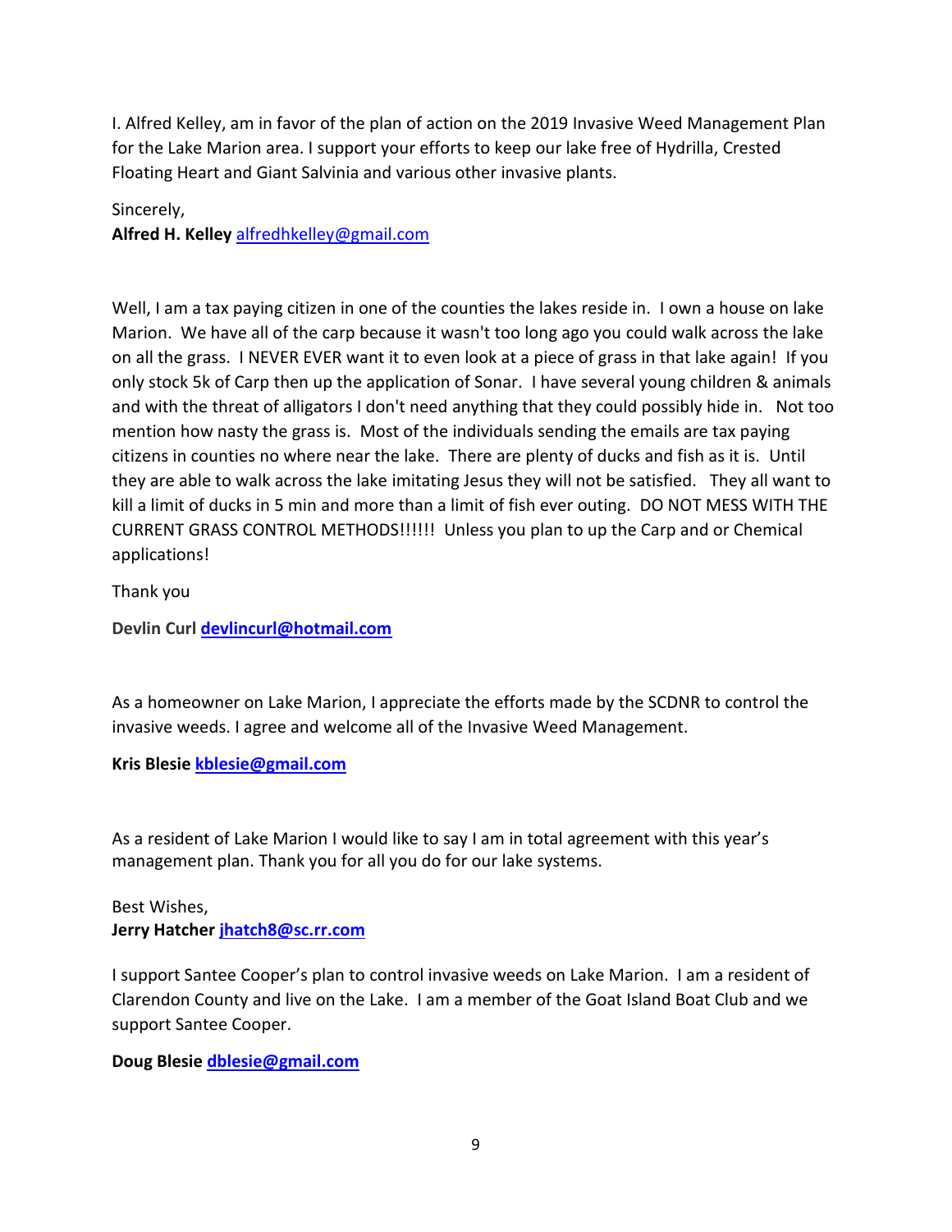I. Alfred Kelley, am in favor of the plan of action on the 2019 Invasive Weed Management Plan for the Lake Marion area. I support your efforts to keep our lake free of Hydrilla, Crested Floating Heart and Giant Salvinia and various other invasive plants.

Sincerely,
**Alfred H. Kelley** alfredhkelley@gmail.com

Well, I am a tax paying citizen in one of the counties the lakes reside in. I own a house on lake Marion. We have all of the carp because it wasn't too long ago you could walk across the lake on all the grass. I NEVER EVER want it to even look at a piece of grass in that lake again! If you only stock 5k of Carp then up the application of Sonar. I have several young children & animals and with the threat of alligators I don't need anything that they could possibly hide in. Not too mention how nasty the grass is. Most of the individuals sending the emails are tax paying citizens in counties no where near the lake. There are plenty of ducks and fish as it is. Until they are able to walk across the lake imitating Jesus they will not be satisfied. They all want to kill a limit of ducks in 5 min and more than a limit of fish ever outing. DO NOT MESS WITH THE CURRENT GRASS CONTROL METHODS!!!!!! Unless you plan to up the Carp and or Chemical applications!

Thank you

**Devlin Curl devlincurl@hotmail.com**

As a homeowner on Lake Marion, I appreciate the efforts made by the SCDNR to control the invasive weeds. I agree and welcome all of the Invasive Weed Management.

**Kris Blesie kblesie@gmail.com**

As a resident of Lake Marion I would like to say I am in total agreement with this year's management plan. Thank you for all you do for our lake systems.

Best Wishes,
**Jerry Hatcher jhatch8@sc.rr.com**

I support Santee Cooper's plan to control invasive weeds on Lake Marion. I am a resident of Clarendon County and live on the Lake. I am a member of the Goat Island Boat Club and we support Santee Cooper.

**Doug Blesie dblesie@gmail.com**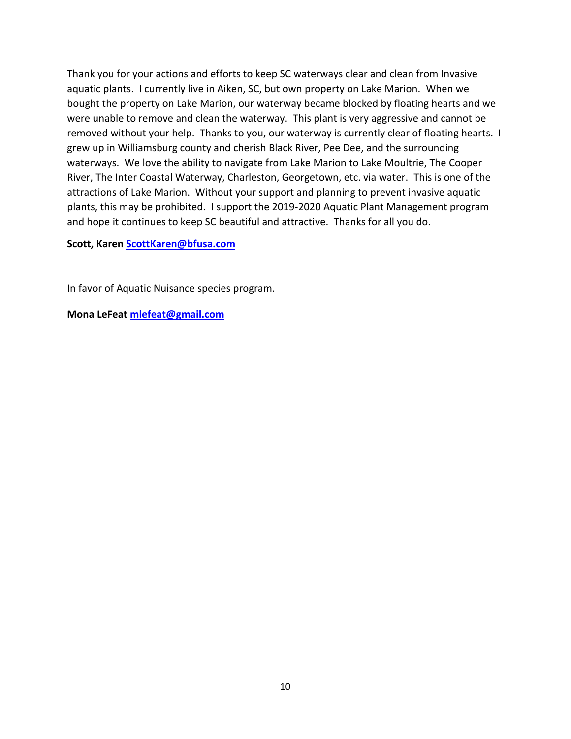Thank you for your actions and efforts to keep SC waterways clear and clean from Invasive aquatic plants. I currently live in Aiken, SC, but own property on Lake Marion. When we bought the property on Lake Marion, our waterway became blocked by floating hearts and we were unable to remove and clean the waterway. This plant is very aggressive and cannot be removed without your help. Thanks to you, our waterway is currently clear of floating hearts. I grew up in Williamsburg county and cherish Black River, Pee Dee, and the surrounding waterways. We love the ability to navigate from Lake Marion to Lake Moultrie, The Cooper River, The Inter Coastal Waterway, Charleston, Georgetown, etc. via water. This is one of the attractions of Lake Marion. Without your support and planning to prevent invasive aquatic plants, this may be prohibited. I support the 2019-2020 Aquatic Plant Management program and hope it continues to keep SC beautiful and attractive. Thanks for all you do.

**Scott, Karen [ScottKaren@bfusa.com](mailto:ScottKaren@bfusa.com)**

In favor of Aquatic Nuisance species program.

**Mona LeFeat [mlefeat@gmail.com](mailto:mlefeat@gmail.com)**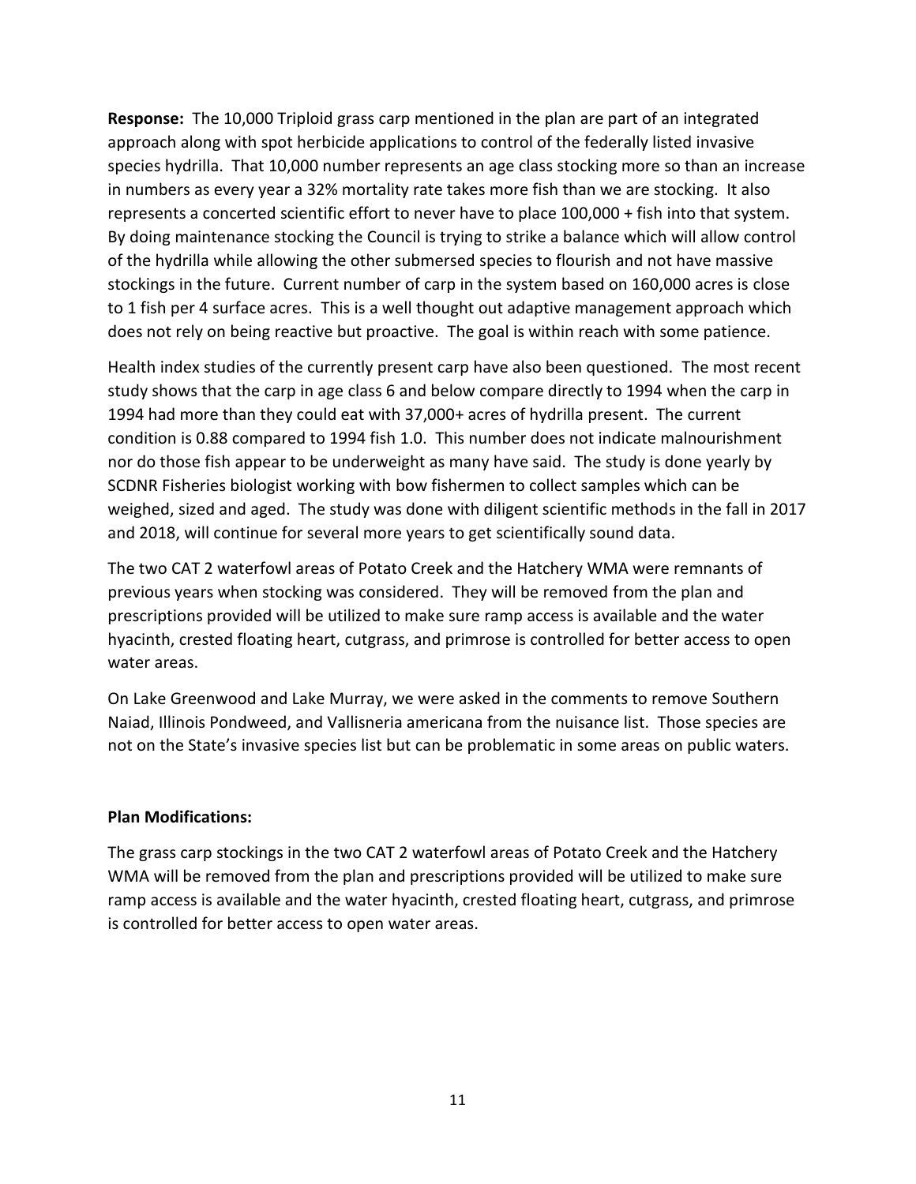**Response:** The 10,000 Triploid grass carp mentioned in the plan are part of an integrated approach along with spot herbicide applications to control of the federally listed invasive species hydrilla. That 10,000 number represents an age class stocking more so than an increase in numbers as every year a 32% mortality rate takes more fish than we are stocking. It also represents a concerted scientific effort to never have to place 100,000 + fish into that system. By doing maintenance stocking the Council is trying to strike a balance which will allow control of the hydrilla while allowing the other submersed species to flourish and not have massive stockings in the future. Current number of carp in the system based on 160,000 acres is close to 1 fish per 4 surface acres. This is a well thought out adaptive management approach which does not rely on being reactive but proactive. The goal is within reach with some patience.

Health index studies of the currently present carp have also been questioned. The most recent study shows that the carp in age class 6 and below compare directly to 1994 when the carp in 1994 had more than they could eat with 37,000+ acres of hydrilla present. The current condition is 0.88 compared to 1994 fish 1.0. This number does not indicate malnourishment nor do those fish appear to be underweight as many have said. The study is done yearly by SCDNR Fisheries biologist working with bow fishermen to collect samples which can be weighed, sized and aged. The study was done with diligent scientific methods in the fall in 2017 and 2018, will continue for several more years to get scientifically sound data.

The two CAT 2 waterfowl areas of Potato Creek and the Hatchery WMA were remnants of previous years when stocking was considered. They will be removed from the plan and prescriptions provided will be utilized to make sure ramp access is available and the water hyacinth, crested floating heart, cutgrass, and primrose is controlled for better access to open water areas.

On Lake Greenwood and Lake Murray, we were asked in the comments to remove Southern Naiad, Illinois Pondweed, and Vallisneria americana from the nuisance list. Those species are not on the State's invasive species list but can be problematic in some areas on public waters.

**Plan Modifications:**

The grass carp stockings in the two CAT 2 waterfowl areas of Potato Creek and the Hatchery WMA will be removed from the plan and prescriptions provided will be utilized to make sure ramp access is available and the water hyacinth, crested floating heart, cutgrass, and primrose is controlled for better access to open water areas.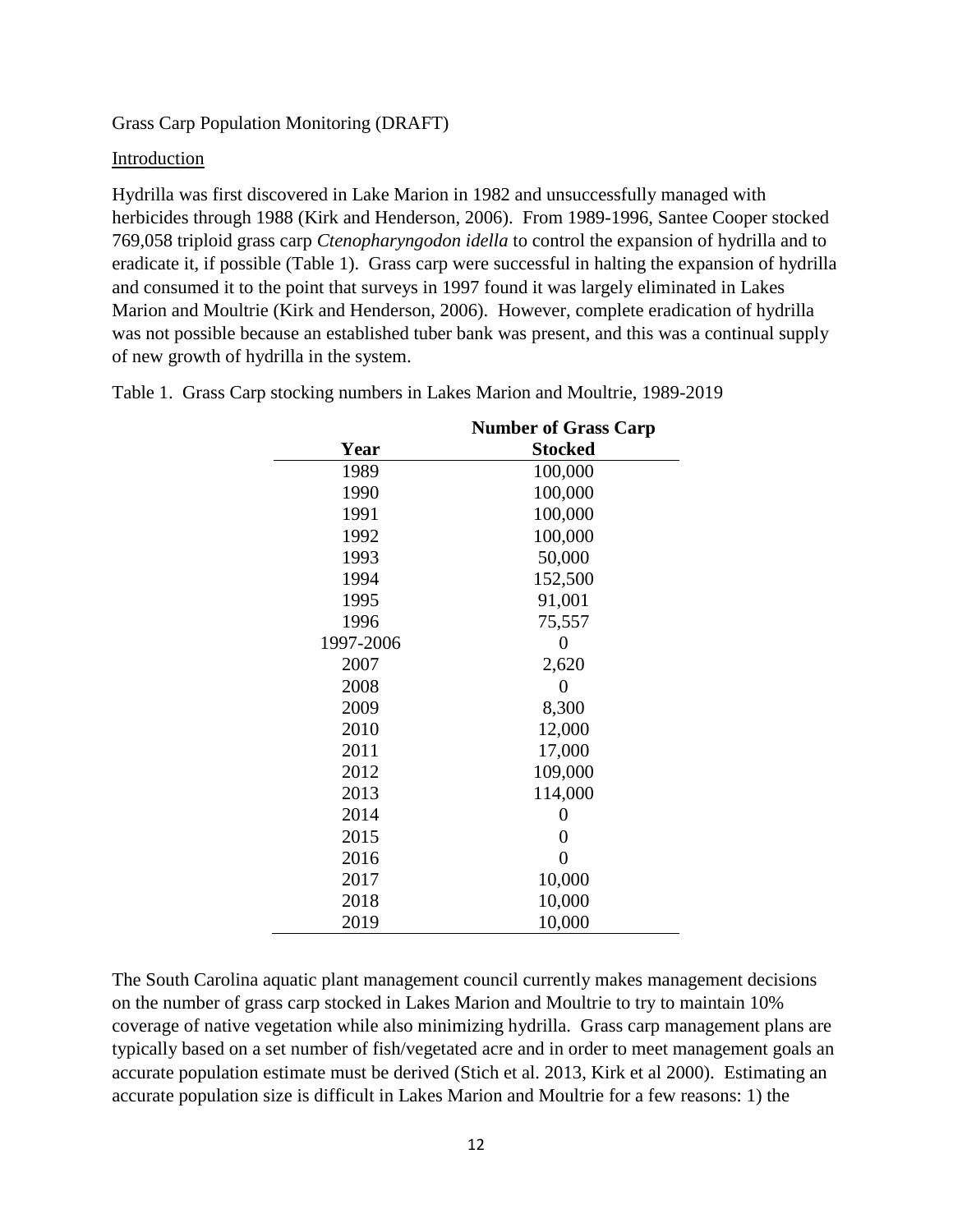Grass Carp Population Monitoring (DRAFT)

Introduction

Hydrilla was first discovered in Lake Marion in 1982 and unsuccessfully managed with herbicides through 1988 (Kirk and Henderson, 2006). From 1989-1996, Santee Cooper stocked 769,058 triploid grass carp *Ctenopharyngodon idella* to control the expansion of hydrilla and to eradicate it, if possible (Table 1). Grass carp were successful in halting the expansion of hydrilla and consumed it to the point that surveys in 1997 found it was largely eliminated in Lakes Marion and Moultrie (Kirk and Henderson, 2006). However, complete eradication of hydrilla was not possible because an established tuber bank was present, and this was a continual supply of new growth of hydrilla in the system.

Table 1. Grass Carp stocking numbers in Lakes Marion and Moultrie, 1989-2019

| Year | Number of Grass Carp Stocked |
|---|---|
| 1989 | 100,000 |
| 1990 | 100,000 |
| 1991 | 100,000 |
| 1992 | 100,000 |
| 1993 | 50,000 |
| 1994 | 152,500 |
| 1995 | 91,001 |
| 1996 | 75,557 |
| 1997-2006 | 0 |
| 2007 | 2,620 |
| 2008 | 0 |
| 2009 | 8,300 |
| 2010 | 12,000 |
| 2011 | 17,000 |
| 2012 | 109,000 |
| 2013 | 114,000 |
| 2014 | 0 |
| 2015 | 0 |
| 2016 | 0 |
| 2017 | 10,000 |
| 2018 | 10,000 |
| 2019 | 10,000 |

The South Carolina aquatic plant management council currently makes management decisions on the number of grass carp stocked in Lakes Marion and Moultrie to try to maintain 10% coverage of native vegetation while also minimizing hydrilla. Grass carp management plans are typically based on a set number of fish/vegetated acre and in order to meet management goals an accurate population estimate must be derived (Stich et al. 2013, Kirk et al 2000). Estimating an accurate population size is difficult in Lakes Marion and Moultrie for a few reasons: 1) the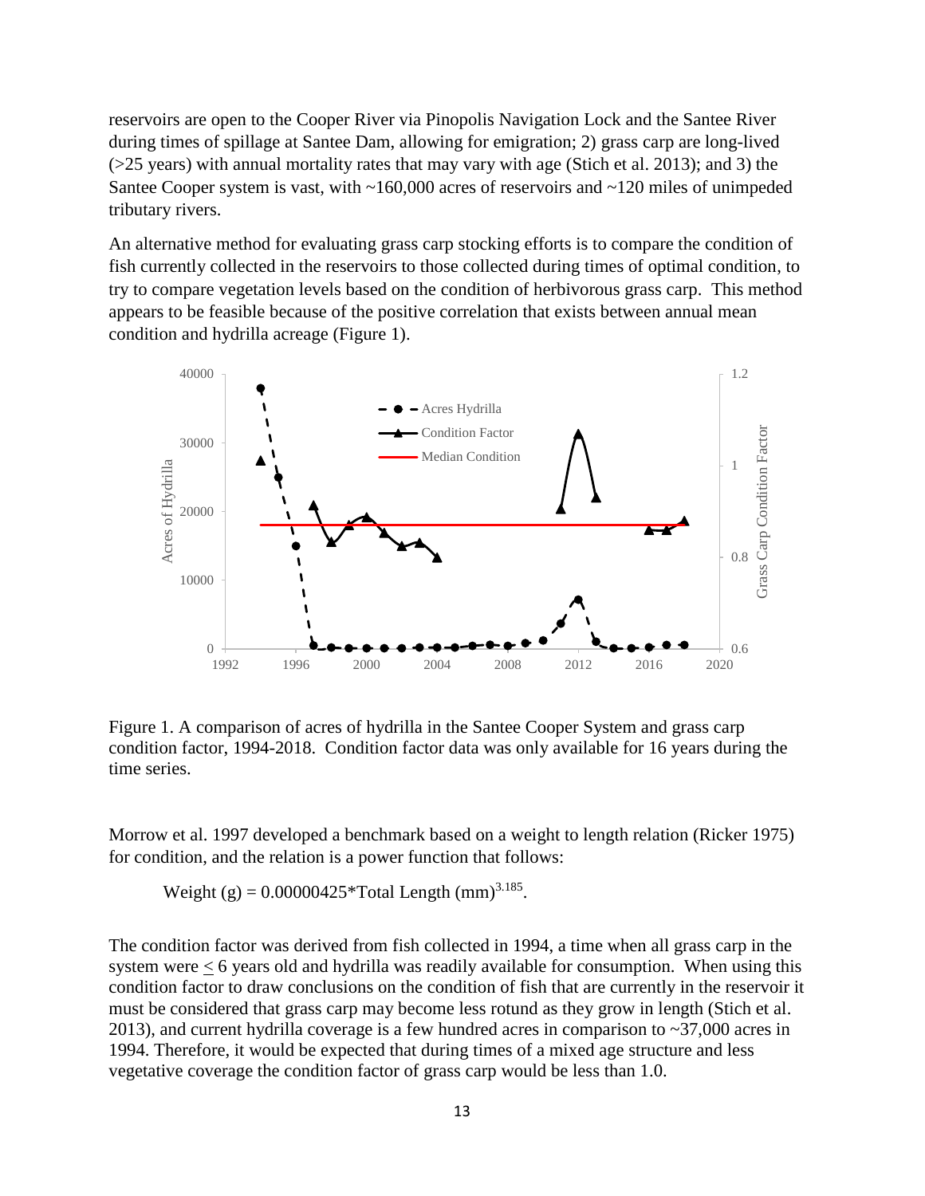reservoirs are open to the Cooper River via Pinopolis Navigation Lock and the Santee River during times of spillage at Santee Dam, allowing for emigration; 2) grass carp are long-lived (>25 years) with annual mortality rates that may vary with age (Stich et al. 2013); and 3) the Santee Cooper system is vast, with ~160,000 acres of reservoirs and ~120 miles of unimpeded tributary rivers.

An alternative method for evaluating grass carp stocking efforts is to compare the condition of fish currently collected in the reservoirs to those collected during times of optimal condition, to try to compare vegetation levels based on the condition of herbivorous grass carp. This method appears to be feasible because of the positive correlation that exists between annual mean condition and hydrilla acreage (Figure 1).

Acres of Hydrilla
Grass Carp Condition Factor
Acres Hydrilla
Condition Factor
Median Condition
40000
30000
20000
10000
0
1.2
1
0.8
0.6
1992
1996
2000
2004
2008
2012
2016
2020

Figure 1. A comparison of acres of hydrilla in the Santee Cooper System and grass carp condition factor, 1994-2018. Condition factor data was only available for 16 years during the time series.

Morrow et al. 1997 developed a benchmark based on a weight to length relation (Ricker 1975) for condition, and the relation is a power function that follows:

$$\text{Weight (g)} = 0.00000425 * \text{Total Length (mm)}^{3.185}.$$

The condition factor was derived from fish collected in 1994, a time when all grass carp in the system were $\leq$ 6 years old and hydrilla was readily available for consumption. When using this condition factor to draw conclusions on the condition of fish that are currently in the reservoir it must be considered that grass carp may become less rotund as they grow in length (Stich et al. 2013), and current hydrilla coverage is a few hundred acres in comparison to ~37,000 acres in 1994. Therefore, it would be expected that during times of a mixed age structure and less vegetative coverage the condition factor of grass carp would be less than 1.0.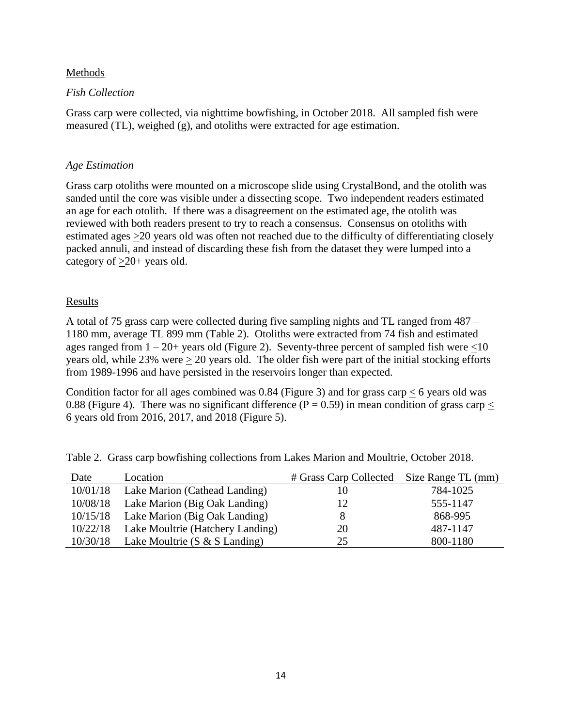## Methods

### *Fish Collection*

Grass carp were collected, via nighttime bowfishing, in October 2018. All sampled fish were measured (TL), weighed (g), and otoliths were extracted for age estimation.

### *Age Estimation*

Grass carp otoliths were mounted on a microscope slide using CrystalBond, and the otolith was sanded until the core was visible under a dissecting scope. Two independent readers estimated an age for each otolith. If there was a disagreement on the estimated age, the otolith was reviewed with both readers present to try to reach a consensus. Consensus on otoliths with estimated ages ≥20 years old was often not reached due to the difficulty of differentiating closely packed annuli, and instead of discarding these fish from the dataset they were lumped into a category of ≥20+ years old.

## Results

A total of 75 grass carp were collected during five sampling nights and TL ranged from 487 – 1180 mm, average TL 899 mm (Table 2). Otoliths were extracted from 74 fish and estimated ages ranged from 1 – 20+ years old (Figure 2). Seventy-three percent of sampled fish were ≤10 years old, while 23% were ≥ 20 years old. The older fish were part of the initial stocking efforts from 1989-1996 and have persisted in the reservoirs longer than expected.

Condition factor for all ages combined was 0.84 (Figure 3) and for grass carp ≤ 6 years old was 0.88 (Figure 4). There was no significant difference ($P = 0.59$) in mean condition of grass carp ≤ 6 years old from 2016, 2017, and 2018 (Figure 5).

Table 2. Grass carp bowfishing collections from Lakes Marion and Moultrie, October 2018.

| Date | Location | # Grass Carp Collected | Size Range TL (mm) |
|---|---|---|---|
| 10/01/18 | Lake Marion (Cathead Landing) | 10 | 784-1025 |
| 10/08/18 | Lake Marion (Big Oak Landing) | 12 | 555-1147 |
| 10/15/18 | Lake Marion (Big Oak Landing) | 8 | 868-995 |
| 10/22/18 | Lake Moultrie (Hatchery Landing) | 20 | 487-1147 |
| 10/30/18 | Lake Moultrie (S & S Landing) | 25 | 800-1180 |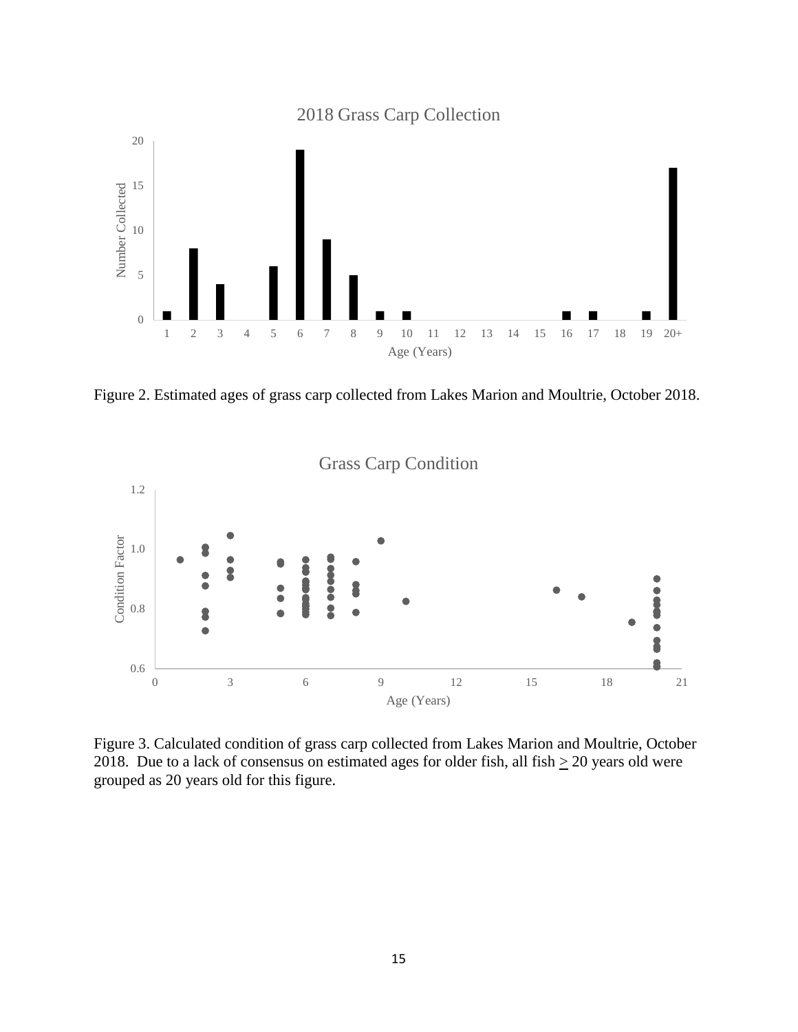2018 Grass Carp Collection

Number Collected

20
15
10
5
0

1 2 3 4 5 6 7 8 9 10 11 12 13 14 15 16 17 18 19 20+

Age (Years)

Figure 2. Estimated ages of grass carp collected from Lakes Marion and Moultrie, October 2018.

Grass Carp Condition

Condition Factor

1.2
1.0
0.8
0.6

0 3 6 9 12 15 18 21

Age (Years)

Figure 3. Calculated condition of grass carp collected from Lakes Marion and Moultrie, October 2018. Due to a lack of consensus on estimated ages for older fish, all fish $\geq$ 20 years old were grouped as 20 years old for this figure.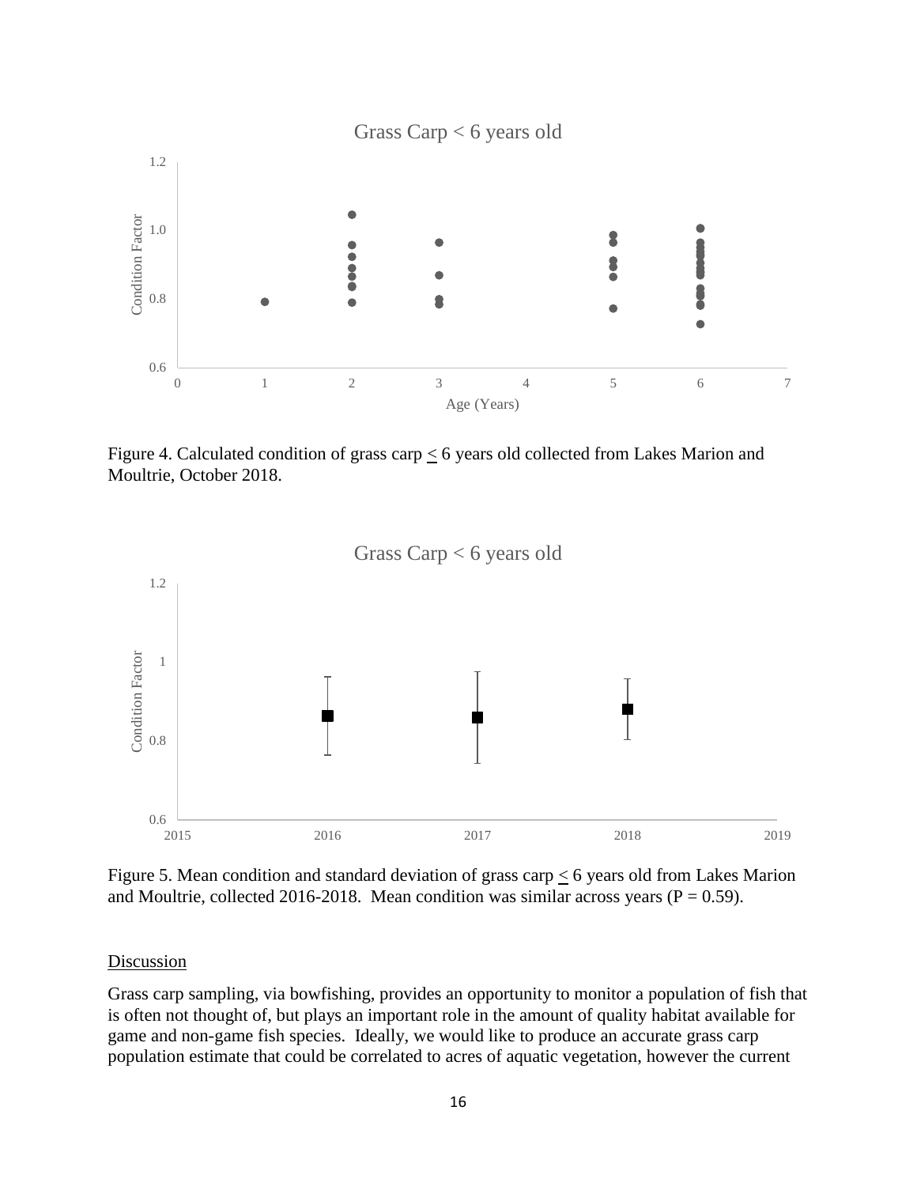Grass Carp < 6 years old

1.2
1.0
0.8
0.6
Condition Factor
0 1 2 3 4 5 6 7
Age (Years)

Figure 4. Calculated condition of grass carp < 6 years old collected from Lakes Marion and Moultrie, October 2018.

Grass Carp < 6 years old

1.2
1
0.8
0.6
Condition Factor
2015 2016 2017 2018 2019

Figure 5. Mean condition and standard deviation of grass carp < 6 years old from Lakes Marion and Moultrie, collected 2016-2018. Mean condition was similar across years ($P = 0.59$).

## Discussion

Grass carp sampling, via bowfishing, provides an opportunity to monitor a population of fish that is often not thought of, but plays an important role in the amount of quality habitat available for game and non-game fish species. Ideally, we would like to produce an accurate grass carp population estimate that could be correlated to acres of aquatic vegetation, however the current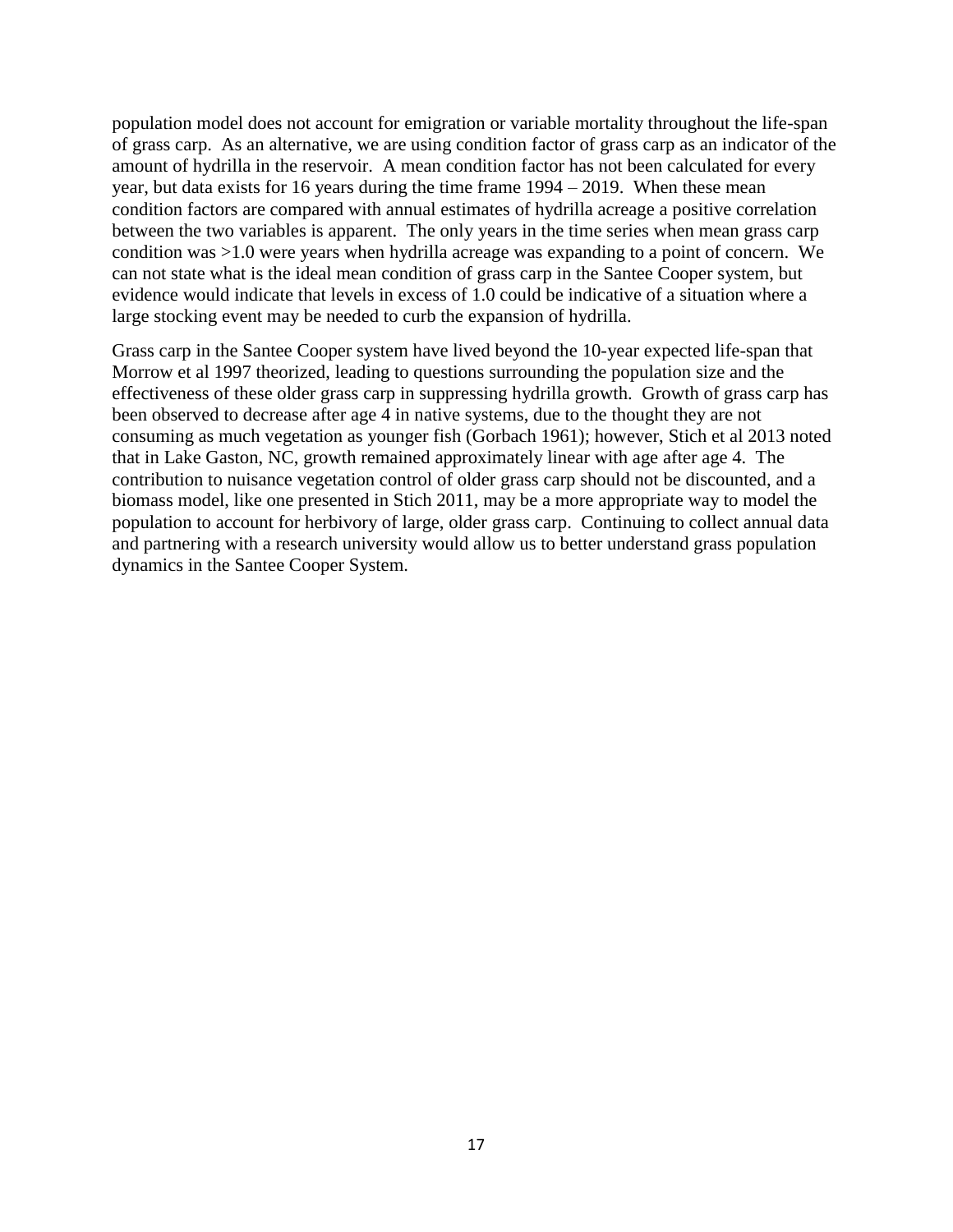population model does not account for emigration or variable mortality throughout the life-span of grass carp. As an alternative, we are using condition factor of grass carp as an indicator of the amount of hydrilla in the reservoir. A mean condition factor has not been calculated for every year, but data exists for 16 years during the time frame 1994 – 2019. When these mean condition factors are compared with annual estimates of hydrilla acreage a positive correlation between the two variables is apparent. The only years in the time series when mean grass carp condition was >1.0 were years when hydrilla acreage was expanding to a point of concern. We can not state what is the ideal mean condition of grass carp in the Santee Cooper system, but evidence would indicate that levels in excess of 1.0 could be indicative of a situation where a large stocking event may be needed to curb the expansion of hydrilla.

Grass carp in the Santee Cooper system have lived beyond the 10-year expected life-span that Morrow et al 1997 theorized, leading to questions surrounding the population size and the effectiveness of these older grass carp in suppressing hydrilla growth. Growth of grass carp has been observed to decrease after age 4 in native systems, due to the thought they are not consuming as much vegetation as younger fish (Gorbach 1961); however, Stich et al 2013 noted that in Lake Gaston, NC, growth remained approximately linear with age after age 4. The contribution to nuisance vegetation control of older grass carp should not be discounted, and a biomass model, like one presented in Stich 2011, may be a more appropriate way to model the population to account for herbivory of large, older grass carp. Continuing to collect annual data and partnering with a research university would allow us to better understand grass population dynamics in the Santee Cooper System.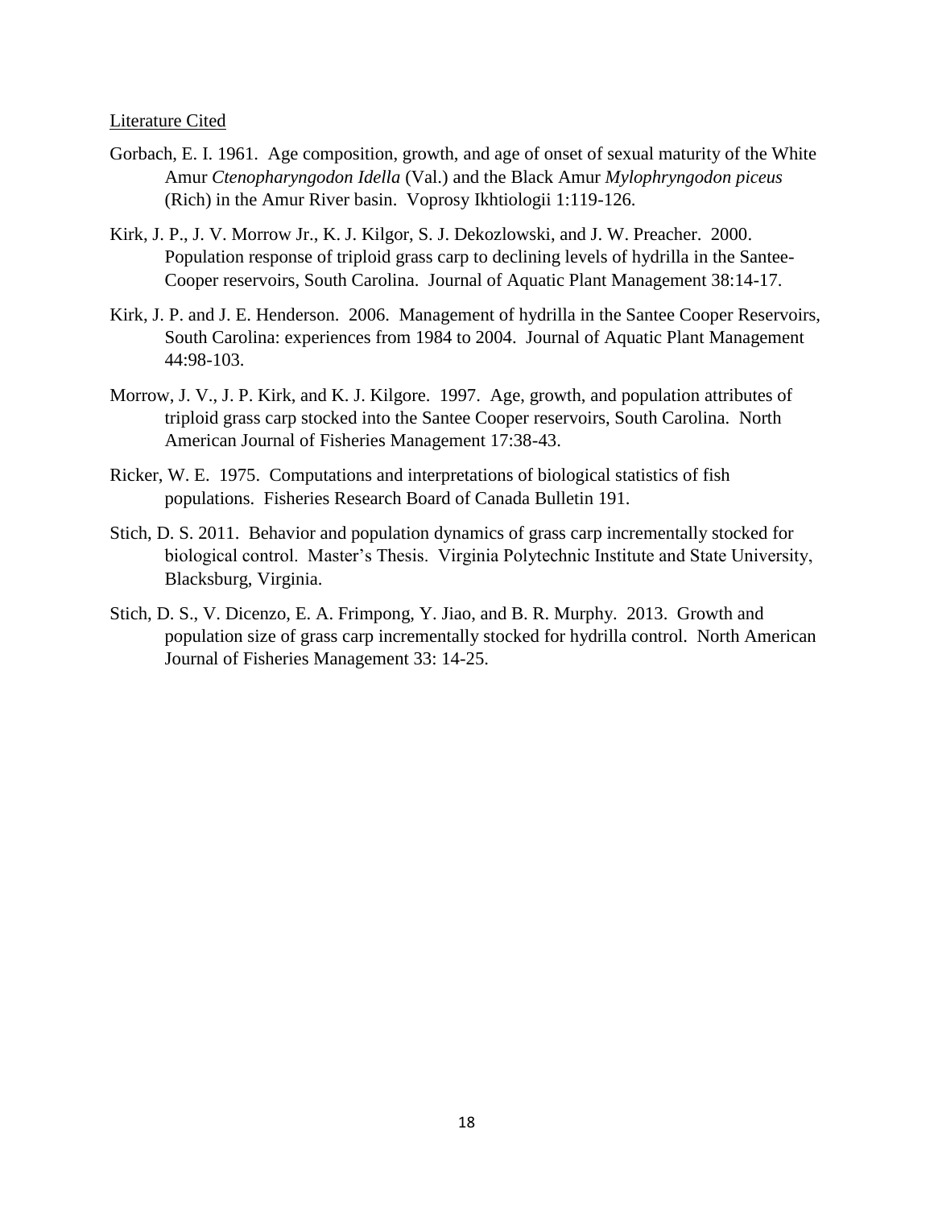Literature Cited

Gorbach, E. I. 1961. Age composition, growth, and age of onset of sexual maturity of the White Amur *Ctenopharyngodon Idella* (Val.) and the Black Amur *Mylophryngodon piceus* (Rich) in the Amur River basin. Voprosy Ikhtiologii 1:119-126.

Kirk, J. P., J. V. Morrow Jr., K. J. Kilgor, S. J. Dekozlowski, and J. W. Preacher. 2000. Population response of triploid grass carp to declining levels of hydrilla in the Santee-Cooper reservoirs, South Carolina. Journal of Aquatic Plant Management 38:14-17.

Kirk, J. P. and J. E. Henderson. 2006. Management of hydrilla in the Santee Cooper Reservoirs, South Carolina: experiences from 1984 to 2004. Journal of Aquatic Plant Management 44:98-103.

Morrow, J. V., J. P. Kirk, and K. J. Kilgore. 1997. Age, growth, and population attributes of triploid grass carp stocked into the Santee Cooper reservoirs, South Carolina. North American Journal of Fisheries Management 17:38-43.

Ricker, W. E. 1975. Computations and interpretations of biological statistics of fish populations. Fisheries Research Board of Canada Bulletin 191.

Stich, D. S. 2011. Behavior and population dynamics of grass carp incrementally stocked for biological control. Master's Thesis. Virginia Polytechnic Institute and State University, Blacksburg, Virginia.

Stich, D. S., V. Dicenzo, E. A. Frimpong, Y. Jiao, and B. R. Murphy. 2013. Growth and population size of grass carp incrementally stocked for hydrilla control. North American Journal of Fisheries Management 33: 14-25.